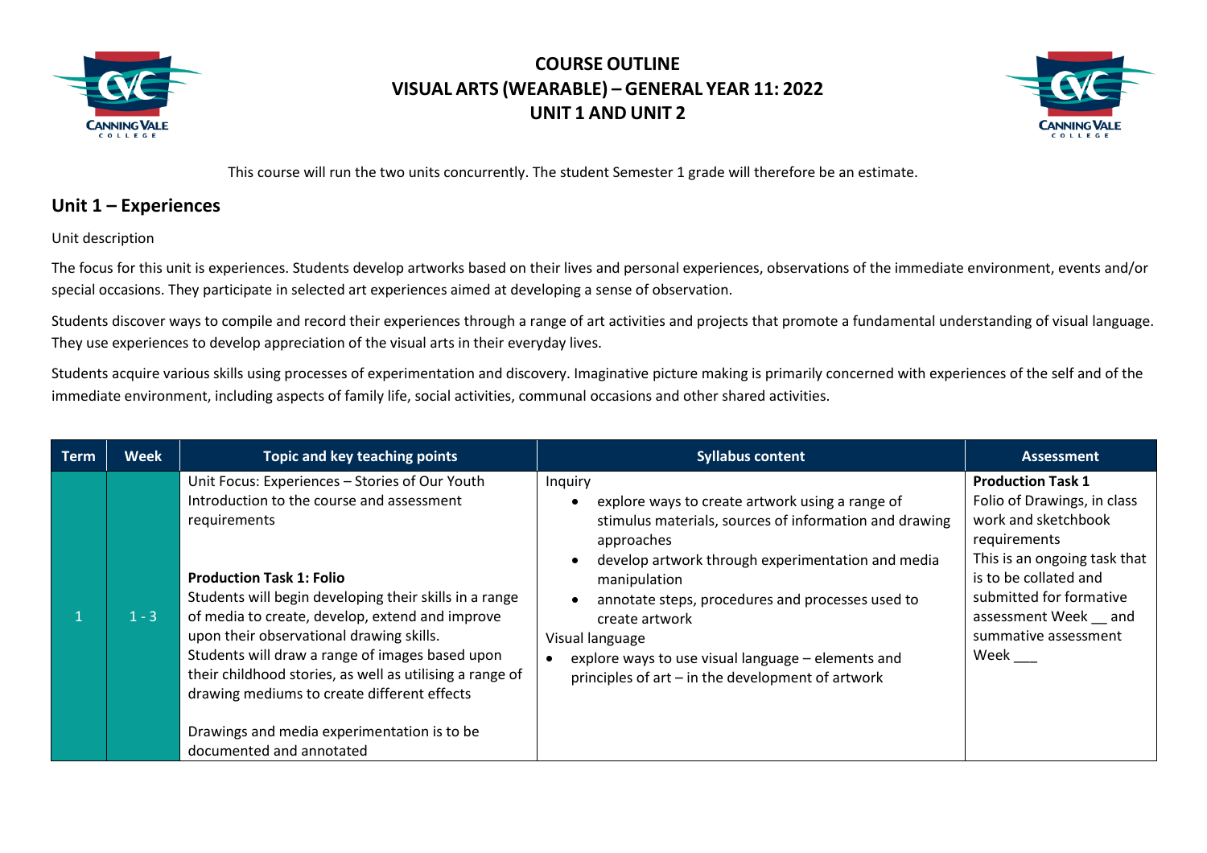# COURSE OUTLINE
# VISUAL ARTS (WEARABLE) – GENERAL YEAR 11: 2022
# UNIT 1 AND UNIT 2

This course will run the two units concurrently. The student Semester 1 grade will therefore be an estimate.

## Unit 1 – Experiences

Unit description

The focus for this unit is experiences. Students develop artworks based on their lives and personal experiences, observations of the immediate environment, events and/or special occasions. They participate in selected art experiences aimed at developing a sense of observation.

Students discover ways to compile and record their experiences through a range of art activities and projects that promote a fundamental understanding of visual language. They use experiences to develop appreciation of the visual arts in their everyday lives.

Students acquire various skills using processes of experimentation and discovery. Imaginative picture making is primarily concerned with experiences of the self and of the immediate environment, including aspects of family life, social activities, communal occasions and other shared activities.

| Term | Week | Topic and key teaching points | Syllabus content | Assessment |
|---|---|---|---|---|
| 1 | 1 - 3 | Unit Focus: Experiences – Stories of Our Youth<br>Introduction to the course and assessment requirements<br><br>**Production Task 1: Folio**<br>Students will begin developing their skills in a range of media to create, develop, extend and improve upon their observational drawing skills.<br>Students will draw a range of images based upon their childhood stories, as well as utilising a range of drawing mediums to create different effects<br><br>Drawings and media experimentation is to be documented and annotated | Inquiry<br>• explore ways to create artwork using a range of stimulus materials, sources of information and drawing approaches<br>• develop artwork through experimentation and media manipulation<br>• annotate steps, procedures and processes used to create artwork<br>Visual language<br>• explore ways to use visual language – elements and principles of art – in the development of artwork | **Production Task 1**<br>Folio of Drawings, in class work and sketchbook requirements<br>This is an ongoing task that is to be collated and submitted for formative assessment Week __ and summative assessment Week ___ |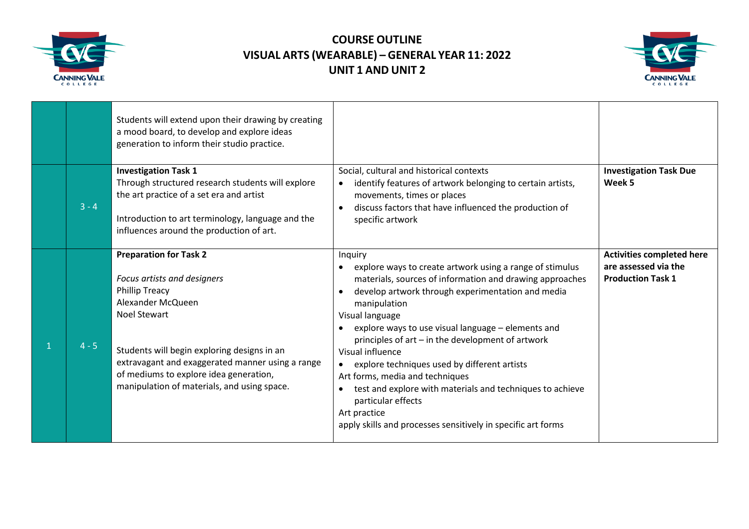# COURSE OUTLINE
## VISUAL ARTS (WEARABLE) – GENERAL YEAR 11: 2022
## UNIT 1 AND UNIT 2

| | | | | |
|---|---|---|---|---|
| | | Students will extend upon their drawing by creating a mood board, to develop and explore ideas generation to inform their studio practice. | | |
| | 3 - 4 | **Investigation Task 1**<br>Through structured research students will explore the art practice of a set era and artist<br><br>Introduction to art terminology, language and the influences around the production of art. | Social, cultural and historical contexts<br>• identify features of artwork belonging to certain artists, movements, times or places<br>• discuss factors that have influenced the production of specific artwork | **Investigation Task Due Week 5** |
| 1 | 4 - 5 | **Preparation for Task 2**<br><br>*Focus artists and designers*<br>Phillip Treacy<br>Alexander McQueen<br>Noel Stewart<br><br>Students will begin exploring designs in an extravagant and exaggerated manner using a range of mediums to explore idea generation, manipulation of materials, and using space. | Inquiry<br>• explore ways to create artwork using a range of stimulus materials, sources of information and drawing approaches<br>• develop artwork through experimentation and media manipulation<br>Visual language<br>• explore ways to use visual language – elements and principles of art – in the development of artwork<br>Visual influence<br>• explore techniques used by different artists<br>Art forms, media and techniques<br>• test and explore with materials and techniques to achieve particular effects<br>Art practice<br>apply skills and processes sensitively in specific art forms | **Activities completed here are assessed via the Production Task 1** |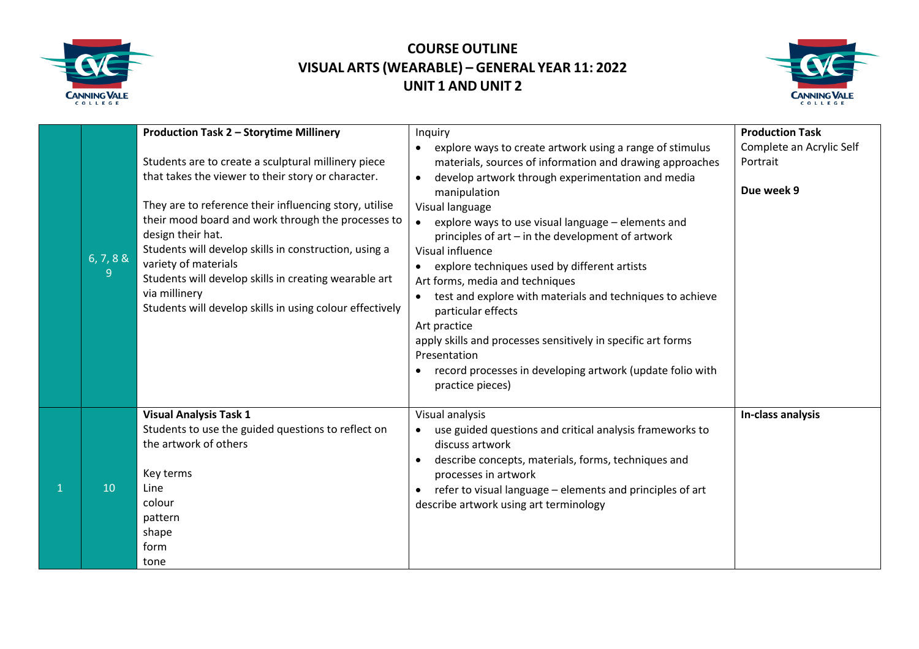# COURSE OUTLINE
# VISUAL ARTS (WEARABLE) – GENERAL YEAR 11: 2022
# UNIT 1 AND UNIT 2

| | | | | |
|---|---|---|---|---|
| | 6, 7, 8 & 9 | **Production Task 2 – Storytime Millinery**<br><br>Students are to create a sculptural millinery piece that takes the viewer to their story or character.<br><br>They are to reference their influencing story, utilise their mood board and work through the processes to design their hat.<br>Students will develop skills in construction, using a variety of materials<br>Students will develop skills in creating wearable art via millinery<br>Students will develop skills in using colour effectively | Inquiry<br>• explore ways to create artwork using a range of stimulus materials, sources of information and drawing approaches<br>• develop artwork through experimentation and media manipulation<br>Visual language<br>• explore ways to use visual language – elements and principles of art – in the development of artwork<br>Visual influence<br>• explore techniques used by different artists<br>Art forms, media and techniques<br>• test and explore with materials and techniques to achieve particular effects<br>Art practice<br>apply skills and processes sensitively in specific art forms<br>Presentation<br>• record processes in developing artwork (update folio with practice pieces) | **Production Task**<br>Complete an Acrylic Self Portrait<br><br>**Due week 9** |
| 1 | 10 | **Visual Analysis Task 1**<br>Students to use the guided questions to reflect on the artwork of others<br><br>Key terms<br>Line<br>colour<br>pattern<br>shape<br>form<br>tone | Visual analysis<br>• use guided questions and critical analysis frameworks to discuss artwork<br>• describe concepts, materials, forms, techniques and processes in artwork<br>• refer to visual language – elements and principles of art<br>describe artwork using art terminology | **In-class analysis** |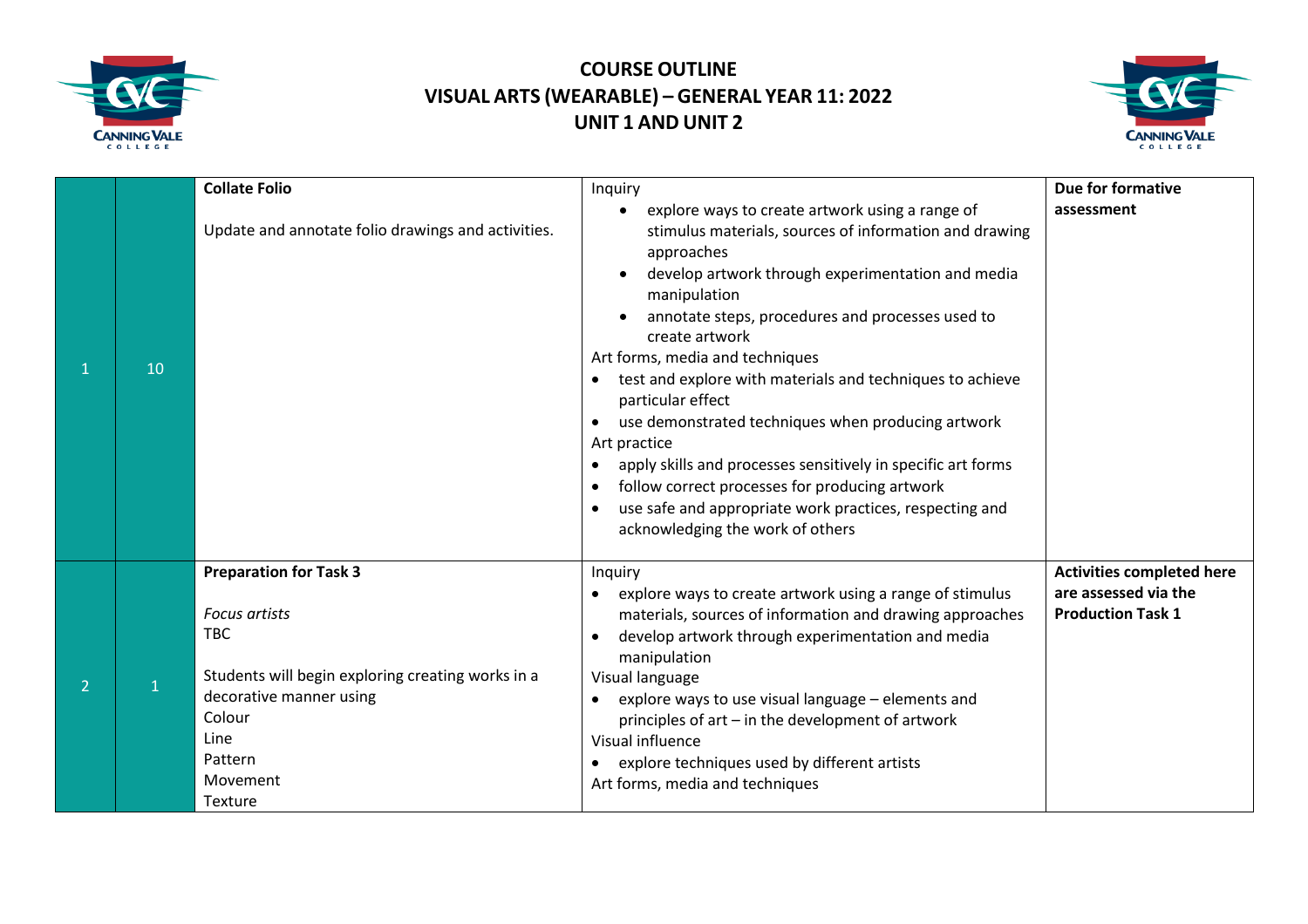# COURSE OUTLINE
## VISUAL ARTS (WEARABLE) – GENERAL YEAR 11: 2022
## UNIT 1 AND UNIT 2

| | | | | |
|---|---|---|---|---|
| 1 | 10 | **Collate Folio**<br><br>Update and annotate folio drawings and activities. | Inquiry<br>• explore ways to create artwork using a range of stimulus materials, sources of information and drawing approaches<br>• develop artwork through experimentation and media manipulation<br>• annotate steps, procedures and processes used to create artwork<br>Art forms, media and techniques<br>• test and explore with materials and techniques to achieve particular effect<br>• use demonstrated techniques when producing artwork<br>Art practice<br>• apply skills and processes sensitively in specific art forms<br>• follow correct processes for producing artwork<br>• use safe and appropriate work practices, respecting and acknowledging the work of others | **Due for formative assessment** |
| 2 | 1 | **Preparation for Task 3**<br><br>*Focus artists*<br>TBC<br><br>Students will begin exploring creating works in a decorative manner using<br>Colour<br>Line<br>Pattern<br>Movement<br>Texture | Inquiry<br>• explore ways to create artwork using a range of stimulus materials, sources of information and drawing approaches<br>• develop artwork through experimentation and media manipulation<br>Visual language<br>• explore ways to use visual language – elements and principles of art – in the development of artwork<br>Visual influence<br>• explore techniques used by different artists<br>Art forms, media and techniques | **Activities completed here are assessed via the Production Task 1** |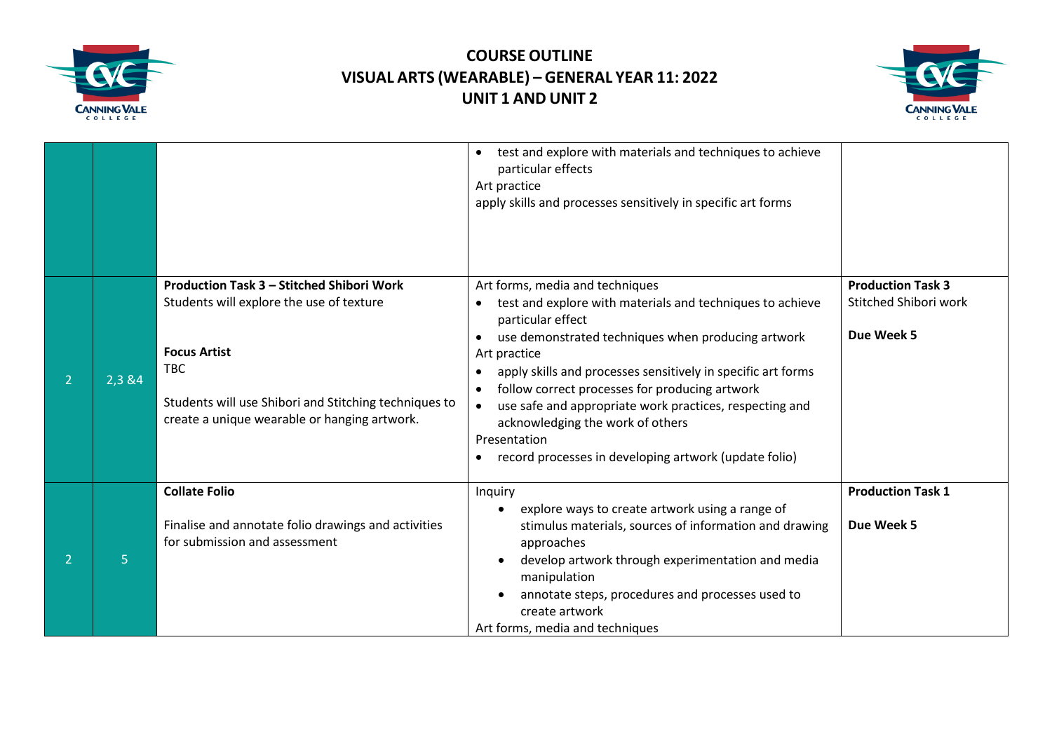# COURSE OUTLINE
## VISUAL ARTS (WEARABLE) – GENERAL YEAR 11: 2022
## UNIT 1 AND UNIT 2

| | | | | |
|---|---|---|---|---|
| | | | • test and explore with materials and techniques to achieve particular effects<br>Art practice<br>apply skills and processes sensitively in specific art forms | |
| 2 | 2,3 &4 | **Production Task 3 – Stitched Shibori Work**<br>Students will explore the use of texture<br><br>**Focus Artist**<br>TBC<br><br>Students will use Shibori and Stitching techniques to create a unique wearable or hanging artwork. | Art forms, media and techniques<br>• test and explore with materials and techniques to achieve particular effect<br>• use demonstrated techniques when producing artwork<br>Art practice<br>• apply skills and processes sensitively in specific art forms<br>• follow correct processes for producing artwork<br>• use safe and appropriate work practices, respecting and acknowledging the work of others<br>Presentation<br>• record processes in developing artwork (update folio) | **Production Task 3**<br>Stitched Shibori work<br><br>**Due Week 5** |
| 2 | 5 | **Collate Folio**<br><br>Finalise and annotate folio drawings and activities for submission and assessment | Inquiry<br>• explore ways to create artwork using a range of stimulus materials, sources of information and drawing approaches<br>• develop artwork through experimentation and media manipulation<br>• annotate steps, procedures and processes used to create artwork<br>Art forms, media and techniques | **Production Task 1**<br><br>**Due Week 5** |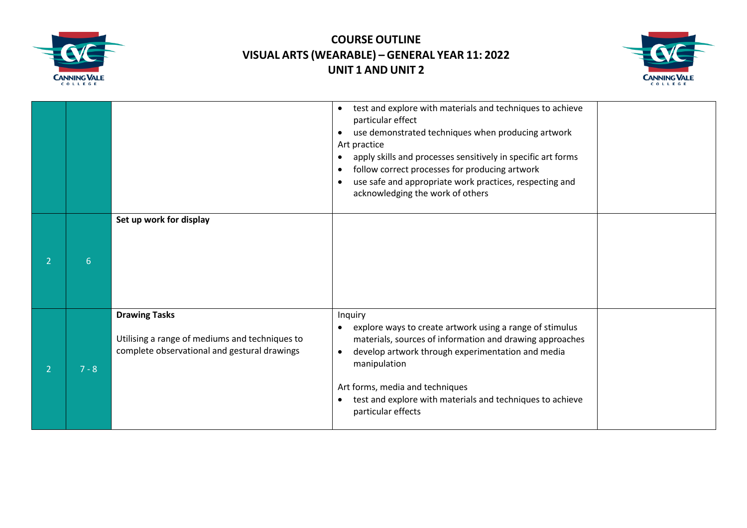# COURSE OUTLINE
## VISUAL ARTS (WEARABLE) – GENERAL YEAR 11: 2022
## UNIT 1 AND UNIT 2

| | | | | |
|---|---|---|---|---|
| | | | • test and explore with materials and techniques to achieve particular effect<br>• use demonstrated techniques when producing artwork<br>Art practice<br>• apply skills and processes sensitively in specific art forms<br>• follow correct processes for producing artwork<br>• use safe and appropriate work practices, respecting and acknowledging the work of others | |
| 2 | 6 | **Set up work for display** | | |
| 2 | 7 - 8 | **Drawing Tasks**<br><br>Utilising a range of mediums and techniques to complete observational and gestural drawings | Inquiry<br>• explore ways to create artwork using a range of stimulus materials, sources of information and drawing approaches<br>• develop artwork through experimentation and media manipulation<br><br>Art forms, media and techniques<br>• test and explore with materials and techniques to achieve particular effects | |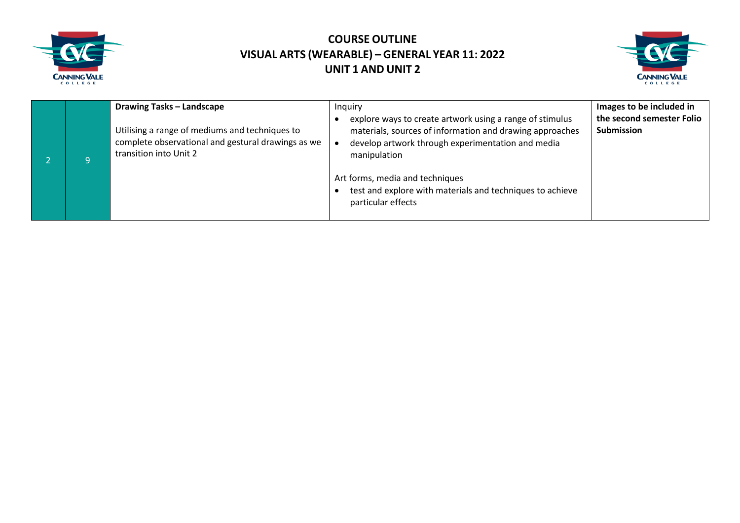# COURSE OUTLINE
## VISUAL ARTS (WEARABLE) – GENERAL YEAR 11: 2022
## UNIT 1 AND UNIT 2

| | | | | |
|---|---|---|---|---|
| 2 | 9 | **Drawing Tasks – Landscape**<br><br>Utilising a range of mediums and techniques to complete observational and gestural drawings as we transition into Unit 2 | Inquiry<br>• explore ways to create artwork using a range of stimulus materials, sources of information and drawing approaches<br>• develop artwork through experimentation and media manipulation<br><br>Art forms, media and techniques<br>• test and explore with materials and techniques to achieve particular effects | **Images to be included in the second semester Folio Submission** |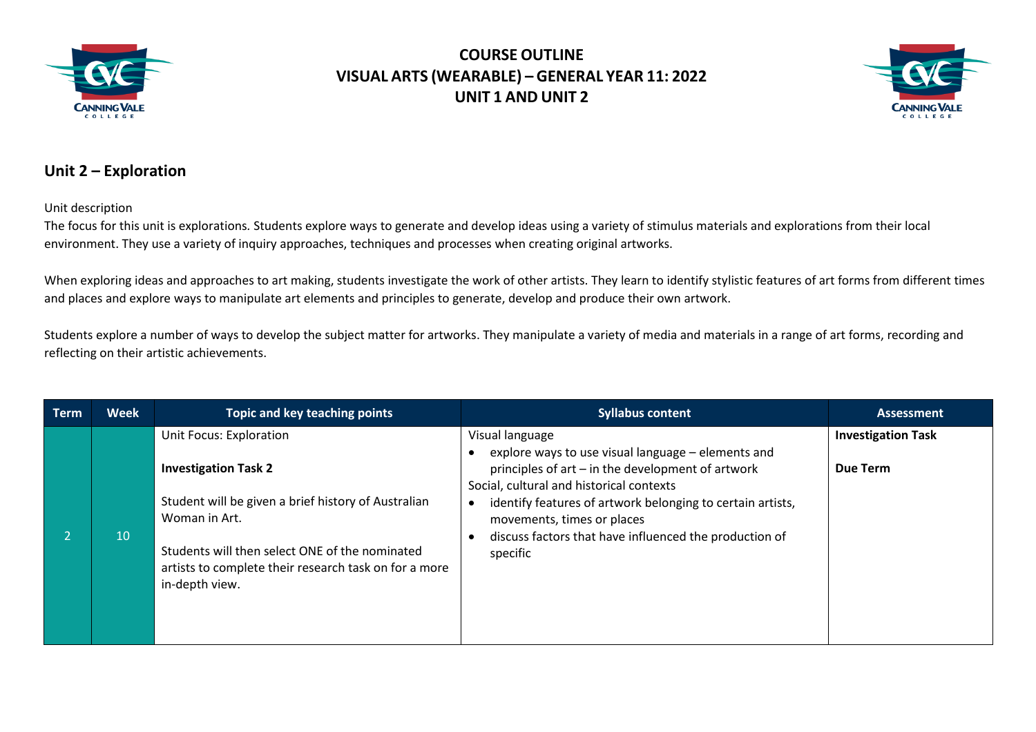# COURSE OUTLINE
# VISUAL ARTS (WEARABLE) – GENERAL YEAR 11: 2022
# UNIT 1 AND UNIT 2

## Unit 2 – Exploration

Unit description

The focus for this unit is explorations. Students explore ways to generate and develop ideas using a variety of stimulus materials and explorations from their local environment. They use a variety of inquiry approaches, techniques and processes when creating original artworks.

When exploring ideas and approaches to art making, students investigate the work of other artists. They learn to identify stylistic features of art forms from different times and places and explore ways to manipulate art elements and principles to generate, develop and produce their own artwork.

Students explore a number of ways to develop the subject matter for artworks. They manipulate a variety of media and materials in a range of art forms, recording and reflecting on their artistic achievements.

| Term | Week | Topic and key teaching points | Syllabus content | Assessment |
|---|---|---|---|---|
| 2 | 10 | Unit Focus: Exploration<br><br>**Investigation Task 2**<br><br>Student will be given a brief history of Australian Woman in Art.<br><br>Students will then select ONE of the nominated artists to complete their research task on for a more in-depth view. | Visual language<br>• explore ways to use visual language – elements and principles of art – in the development of artwork<br>Social, cultural and historical contexts<br>• identify features of artwork belonging to certain artists, movements, times or places<br>• discuss factors that have influenced the production of specific | **Investigation Task**<br><br>**Due Term** |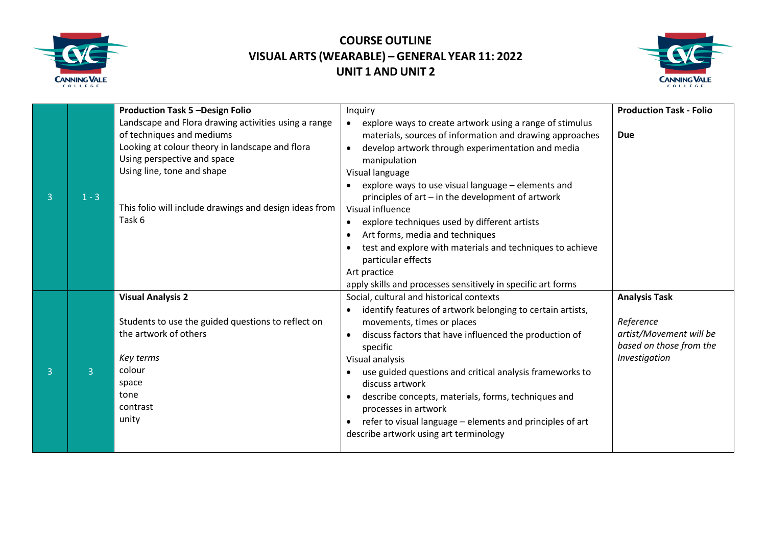# COURSE OUTLINE
# VISUAL ARTS (WEARABLE) – GENERAL YEAR 11: 2022
# UNIT 1 AND UNIT 2

| | | | | |
|---|---|---|---|---|
| 3 | 1 - 3 | **Production Task 5 –Design Folio**<br>Landscape and Flora drawing activities using a range of techniques and mediums<br>Looking at colour theory in landscape and flora<br>Using perspective and space<br>Using line, tone and shape<br><br>This folio will include drawings and design ideas from Task 6 | Inquiry<br>• explore ways to create artwork using a range of stimulus materials, sources of information and drawing approaches<br>• develop artwork through experimentation and media manipulation<br>Visual language<br>• explore ways to use visual language – elements and principles of art – in the development of artwork<br>Visual influence<br>• explore techniques used by different artists<br>• Art forms, media and techniques<br>• test and explore with materials and techniques to achieve particular effects<br>Art practice<br>apply skills and processes sensitively in specific art forms | **Production Task - Folio**<br><br>**Due** |
| 3 | 3 | **Visual Analysis 2**<br><br>Students to use the guided questions to reflect on the artwork of others<br><br>*Key terms*<br>colour<br>space<br>tone<br>contrast<br>unity | Social, cultural and historical contexts<br>• identify features of artwork belonging to certain artists, movements, times or places<br>• discuss factors that have influenced the production of specific<br>Visual analysis<br>• use guided questions and critical analysis frameworks to discuss artwork<br>• describe concepts, materials, forms, techniques and processes in artwork<br>• refer to visual language – elements and principles of art<br>describe artwork using art terminology | **Analysis Task**<br><br>*Reference artist/Movement will be based on those from the Investigation* |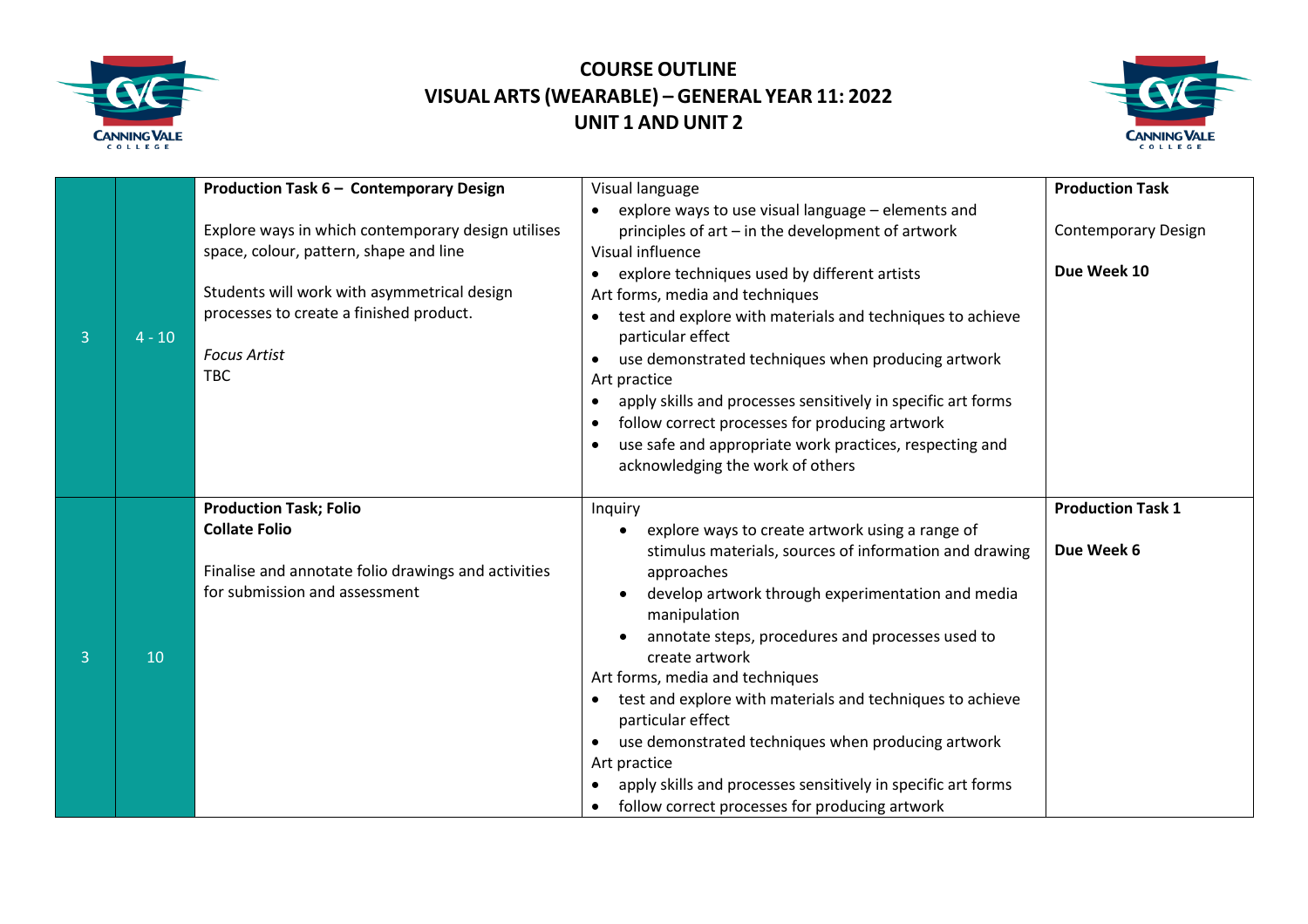# COURSE OUTLINE
## VISUAL ARTS (WEARABLE) – GENERAL YEAR 11: 2022
## UNIT 1 AND UNIT 2

| | | | | |
|---|---|---|---|---|
| 3 | 4 - 10 | **Production Task 6 – Contemporary Design**<br><br>Explore ways in which contemporary design utilises space, colour, pattern, shape and line<br><br>Students will work with asymmetrical design processes to create a finished product.<br><br>*Focus Artist*<br>TBC | Visual language<br>• explore ways to use visual language – elements and principles of art – in the development of artwork<br>Visual influence<br>• explore techniques used by different artists<br>Art forms, media and techniques<br>• test and explore with materials and techniques to achieve particular effect<br>• use demonstrated techniques when producing artwork<br>Art practice<br>• apply skills and processes sensitively in specific art forms<br>• follow correct processes for producing artwork<br>• use safe and appropriate work practices, respecting and acknowledging the work of others | **Production Task**<br><br>Contemporary Design<br><br>**Due Week 10** |
| 3 | 10 | **Production Task; Folio**<br>**Collate Folio**<br><br>Finalise and annotate folio drawings and activities for submission and assessment | Inquiry<br>• explore ways to create artwork using a range of stimulus materials, sources of information and drawing approaches<br>• develop artwork through experimentation and media manipulation<br>• annotate steps, procedures and processes used to create artwork<br>Art forms, media and techniques<br>• test and explore with materials and techniques to achieve particular effect<br>• use demonstrated techniques when producing artwork<br>Art practice<br>• apply skills and processes sensitively in specific art forms<br>• follow correct processes for producing artwork | **Production Task 1**<br><br>**Due Week 6** |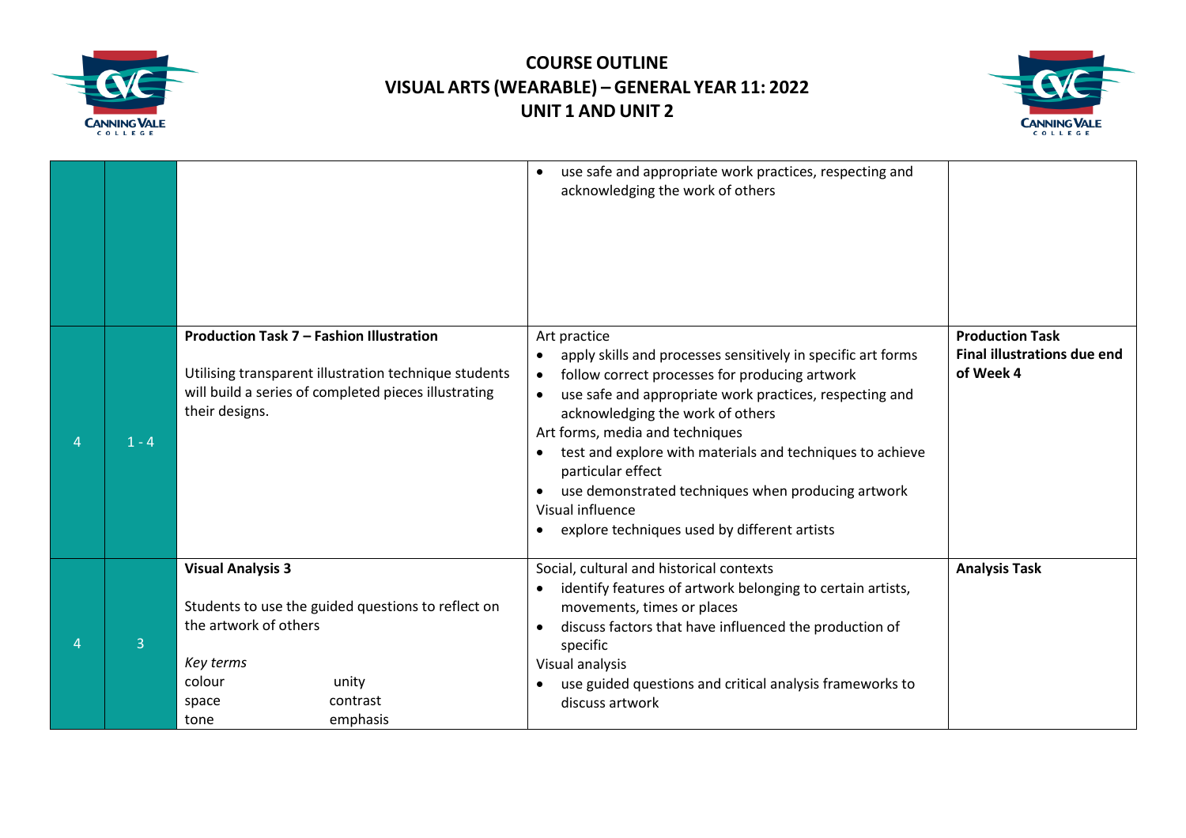# COURSE OUTLINE
# VISUAL ARTS (WEARABLE) – GENERAL YEAR 11: 2022
# UNIT 1 AND UNIT 2

| | | | | |
|---|---|---|---|---|
| | | | • use safe and appropriate work practices, respecting and acknowledging the work of others | |
| 4 | 1 - 4 | **Production Task 7 – Fashion Illustration**<br><br>Utilising transparent illustration technique students will build a series of completed pieces illustrating their designs. | Art practice<br>• apply skills and processes sensitively in specific art forms<br>• follow correct processes for producing artwork<br>• use safe and appropriate work practices, respecting and acknowledging the work of others<br>Art forms, media and techniques<br>• test and explore with materials and techniques to achieve particular effect<br>• use demonstrated techniques when producing artwork<br>Visual influence<br>• explore techniques used by different artists | **Production Task**<br>**Final illustrations due end of Week 4** |
| 4 | 3 | **Visual Analysis 3**<br><br>Students to use the guided questions to reflect on the artwork of others<br><br>*Key terms*<br>colour unity<br>space contrast<br>tone emphasis | Social, cultural and historical contexts<br>• identify features of artwork belonging to certain artists, movements, times or places<br>• discuss factors that have influenced the production of specific<br>Visual analysis<br>• use guided questions and critical analysis frameworks to discuss artwork | **Analysis Task** |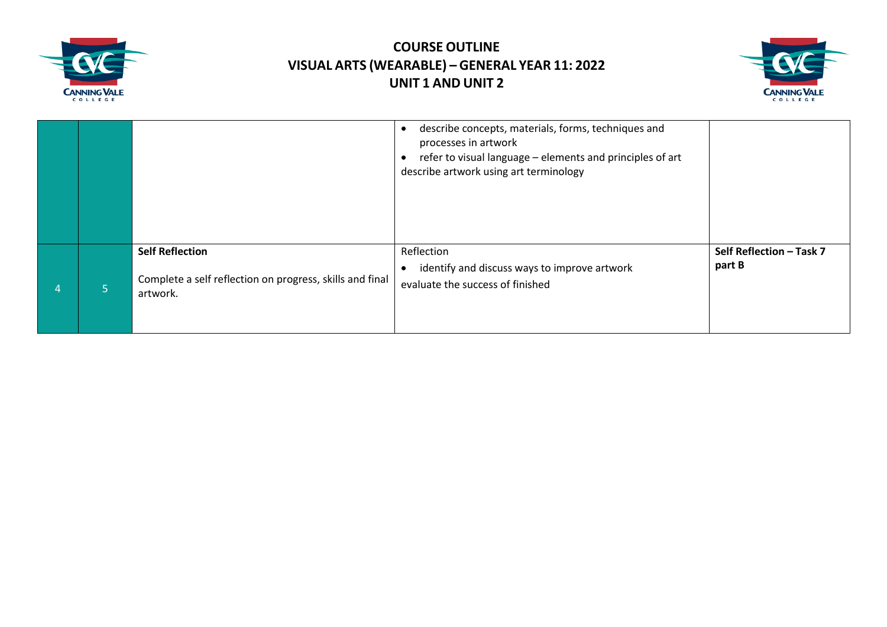| | | | | |
|---|---|---|---|---|
| | | | • describe concepts, materials, forms, techniques and processes in artwork<br>• refer to visual language – elements and principles of art<br>describe artwork using art terminology | |
| 4 | 5 | **Self Reflection**<br><br>Complete a self reflection on progress, skills and final artwork. | Reflection<br>• identify and discuss ways to improve artwork<br>evaluate the success of finished | **Self Reflection – Task 7 part B** |